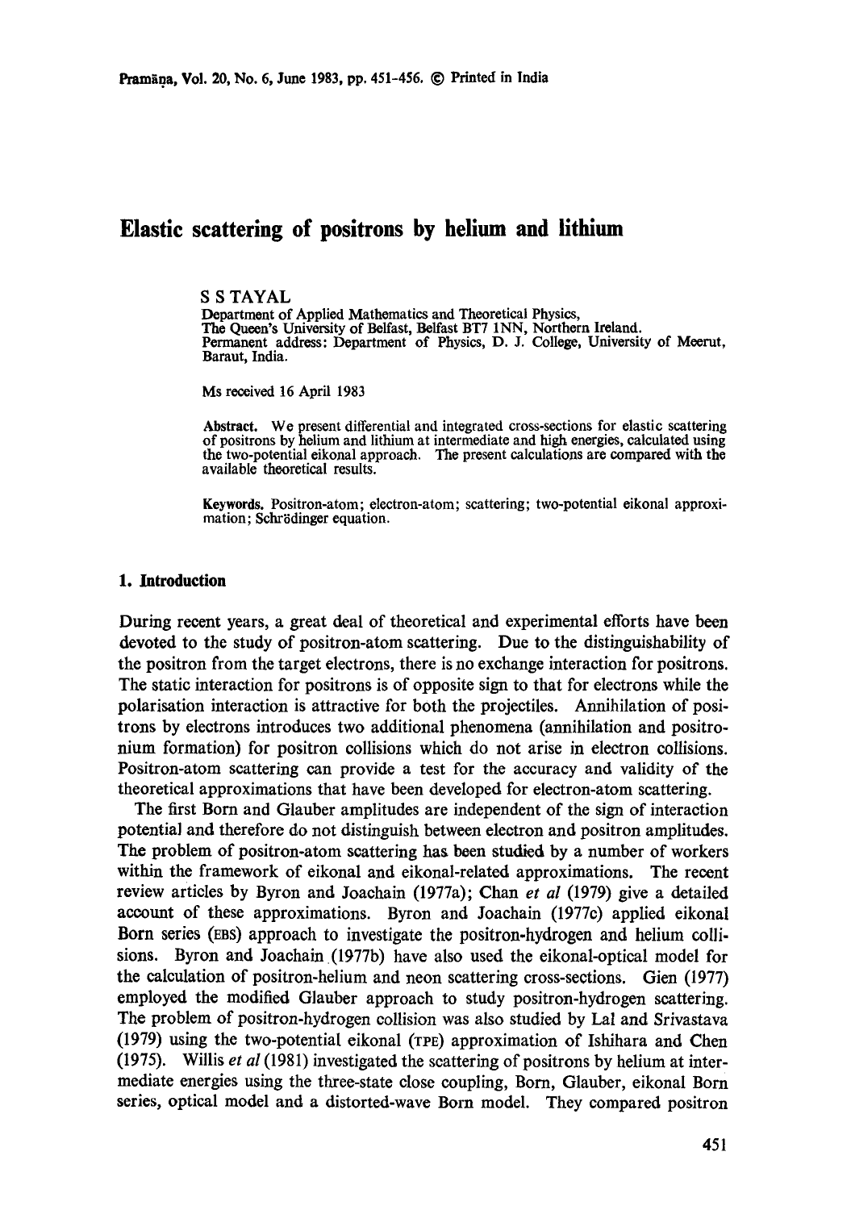# Elastic scattering of positrons by helium and lithium

S S TAYAL

Department of Applied Mathematics and Theoretical Physics, The Queen's University of Belfast, Belfast BT7 1NN, Northern Ireland.
Permanent address: Department of Physics, D. J. College, University of Meerut, Baraut, India.

Ms received 16 April 1983

**Abstract.** We present differential and integrated cross-sections for elastic scattering of positrons by helium and lithium at intermediate and high energies, calculated using the two-potential eikonal approach. The present calculations are compared with the available theoretical results.

**Keywords.** Positron-atom; electron-atom; scattering; two-potential eikonal approximation; Schrödinger equation.

## 1. Introduction

During recent years, a great deal of theoretical and experimental efforts have been devoted to the study of positron-atom scattering. Due to the distinguishability of the positron from the target electrons, there is no exchange interaction for positrons. The static interaction for positrons is of opposite sign to that for electrons while the polarisation interaction is attractive for both the projectiles. Annihilation of positrons by electrons introduces two additional phenomena (annihilation and positronium formation) for positron collisions which do not arise in electron collisions. Positron-atom scattering can provide a test for the accuracy and validity of the theoretical approximations that have been developed for electron-atom scattering.

The first Born and Glauber amplitudes are independent of the sign of interaction potential and therefore do not distinguish between electron and positron amplitudes. The problem of positron-atom scattering has been studied by a number of workers within the framework of eikonal and eikonal-related approximations. The recent review articles by Byron and Joachain (1977a); Chan *et al* (1979) give a detailed account of these approximations. Byron and Joachain (1977c) applied eikonal Born series (EBS) approach to investigate the positron-hydrogen and helium collisions. Byron and Joachain (1977b) have also used the eikonal-optical model for the calculation of positron-helium and neon scattering cross-sections. Gien (1977) employed the modified Glauber approach to study positron-hydrogen scattering. The problem of positron-hydrogen collision was also studied by Lal and Srivastava (1979) using the two-potential eikonal (TPE) approximation of Ishihara and Chen (1975). Willis *et al* (1981) investigated the scattering of positrons by helium at intermediate energies using the three-state close coupling, Born, Glauber, eikonal Born series, optical model and a distorted-wave Born model. They compared positron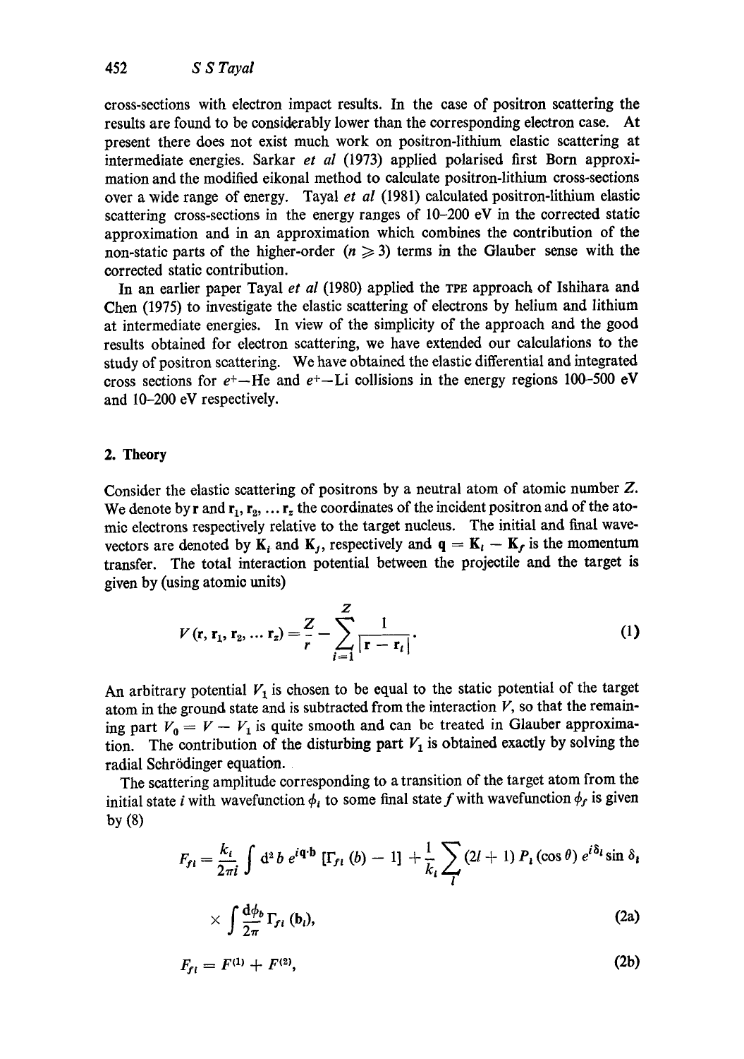cross-sections with electron impact results. In the case of positron scattering the results are found to be considerably lower than the corresponding electron case. At present there does not exist much work on positron-lithium elastic scattering at intermediate energies. Sarkar *et al* (1973) applied polarised first Born approximation and the modified eikonal method to calculate positron-lithium cross-sections over a wide range of energy. Tayal *et al* (1981) calculated positron-lithium elastic scattering cross-sections in the energy ranges of 10–200 eV in the corrected static approximation and in an approximation which combines the contribution of the non-static parts of the higher-order ($n \geqslant 3$) terms in the Glauber sense with the corrected static contribution.

In an earlier paper Tayal *et al* (1980) applied the TPE approach of Ishihara and Chen (1975) to investigate the elastic scattering of electrons by helium and lithium at intermediate energies. In view of the simplicity of the approach and the good results obtained for electron scattering, we have extended our calculations to the study of positron scattering. We have obtained the elastic differential and integrated cross sections for $e^+$—He and $e^+$—Li collisions in the energy regions 100–500 eV and 10–200 eV respectively.

## 2. Theory

Consider the elastic scattering of positrons by a neutral atom of atomic number $Z$. We denote by $\mathbf{r}$ and $\mathbf{r}_1, \mathbf{r}_2, \ldots \mathbf{r}_z$ the coordinates of the incident positron and of the atomic electrons respectively relative to the target nucleus. The initial and final wavevectors are denoted by $\mathbf{K}_i$ and $\mathbf{K}_f$, respectively and $\mathbf{q} = \mathbf{K}_i - \mathbf{K}_f$ is the momentum transfer. The total interaction potential between the projectile and the target is given by (using atomic units)

$$V(\mathbf{r}, \mathbf{r}_1, \mathbf{r}_2, \ldots \mathbf{r}_z) = \frac{Z}{r} - \sum_{i=1}^{Z} \frac{1}{|\mathbf{r} - \mathbf{r}_i|}. \tag{1}$$

An arbitrary potential $V_1$ is chosen to be equal to the static potential of the target atom in the ground state and is subtracted from the interaction $V$, so that the remaining part $V_0 = V - V_1$ is quite smooth and can be treated in Glauber approximation. The contribution of the disturbing part $V_1$ is obtained exactly by solving the radial Schrödinger equation.

The scattering amplitude corresponding to a transition of the target atom from the initial state $i$ with wavefunction $\phi_i$ to some final state $f$ with wavefunction $\phi_f$ is given by (8)

$$F_{fi} = \frac{k_i}{2\pi i} \int d^2 b \, e^{i\mathbf{q}\cdot\mathbf{b}} \left[\Gamma_{fi}(b) - 1\right] + \frac{1}{k_i} \sum_l (2l+1) P_l(\cos\theta) \, e^{i\delta_l} \sin \delta_l$$

$$\times \int \frac{d\phi_b}{2\pi} \Gamma_{fi}(\mathbf{b}_l), \tag{2a}$$

$$F_{fi} = F^{(1)} + F^{(2)}, \tag{2b}$$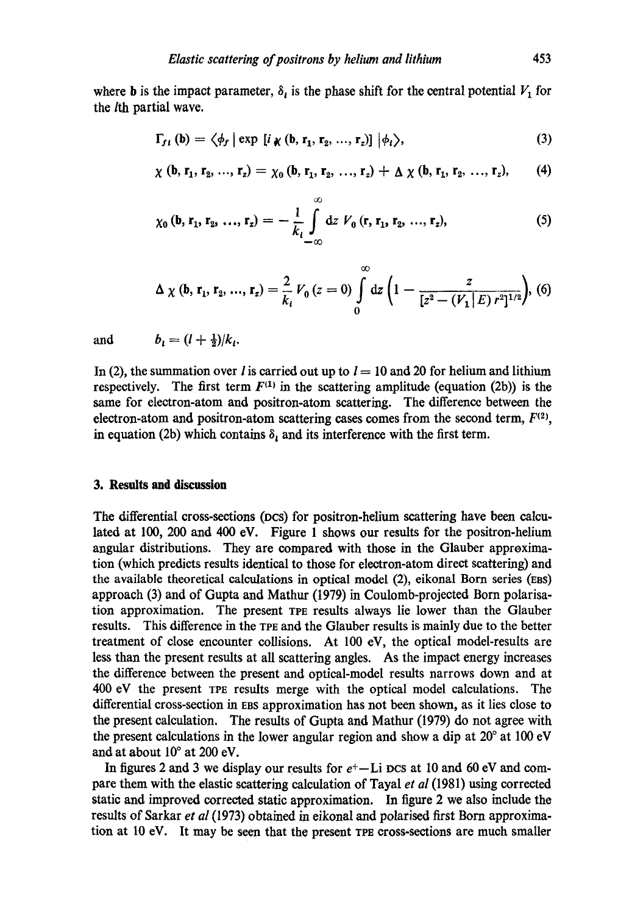where **b** is the impact parameter, $\delta_l$ is the phase shift for the central potential $V_1$ for the $l$th partial wave.

$$\Gamma_{fi}(\mathbf{b}) = \langle \phi_f | \exp [i\,\chi(\mathbf{b}, \mathbf{r}_1, \mathbf{r}_2, \ldots, \mathbf{r}_z)] | \phi_i \rangle, \tag{3}$$

$$\chi(\mathbf{b}, \mathbf{r}_1, \mathbf{r}_2, \ldots, \mathbf{r}_z) = \chi_0(\mathbf{b}, \mathbf{r}_1, \mathbf{r}_2, \ldots, \mathbf{r}_z) + \Delta\chi(\mathbf{b}, \mathbf{r}_1, \mathbf{r}_2, \ldots, \mathbf{r}_z), \tag{4}$$

$$\chi_0(\mathbf{b}, \mathbf{r}_1, \mathbf{r}_2, \ldots, \mathbf{r}_z) = -\frac{1}{k_i}\int_{-\infty}^{\infty} \mathrm{d}z\, V_0(\mathbf{r}, \mathbf{r}_1, \mathbf{r}_2, \ldots, \mathbf{r}_z), \tag{5}$$

$$\Delta\chi(\mathbf{b}, \mathbf{r}_1, \mathbf{r}_2, \ldots, \mathbf{r}_z) = \frac{2}{k_i} V_0(z=0)\int_{0}^{\infty} \mathrm{d}z \left(1 - \frac{z}{[z^2 - (V_1|E)\, r^2]^{1/2}}\right), \tag{6}$$

and $\qquad b_l = (l + \tfrac{1}{2})/k_i$.

In (2), the summation over $l$ is carried out up to $l = 10$ and 20 for helium and lithium respectively. The first term $F^{(1)}$ in the scattering amplitude (equation (2b)) is the same for electron-atom and positron-atom scattering. The difference between the electron-atom and positron-atom scattering cases comes from the second term, $F^{(2)}$, in equation (2b) which contains $\delta_l$ and its interference with the first term.

## 3. Results and discussion

The differential cross-sections (DCS) for positron-helium scattering have been calculated at 100, 200 and 400 eV. Figure 1 shows our results for the positron-helium angular distributions. They are compared with those in the Glauber approximation (which predicts results identical to those for electron-atom direct scattering) and the available theoretical calculations in optical model (2), eikonal Born series (EBS) approach (3) and of Gupta and Mathur (1979) in Coulomb-projected Born polarisation approximation. The present TPE results always lie lower than the Glauber results. This difference in the TPE and the Glauber results is mainly due to the better treatment of close encounter collisions. At 100 eV, the optical model-results are less than the present results at all scattering angles. As the impact energy increases the difference between the present and optical-model results narrows down and at 400 eV the present TPE results merge with the optical model calculations. The differential cross-section in EBS approximation has not been shown, as it lies close to the present calculation. The results of Gupta and Mathur (1979) do not agree with the present calculations in the lower angular region and show a dip at 20° at 100 eV and at about 10° at 200 eV.

In figures 2 and 3 we display our results for $e^+$—Li DCS at 10 and 60 eV and compare them with the elastic scattering calculation of Tayal *et al* (1981) using corrected static and improved corrected static approximation. In figure 2 we also include the results of Sarkar *et al* (1973) obtained in eikonal and polarised first Born approximation at 10 eV. It may be seen that the present TPE cross-sections are much smaller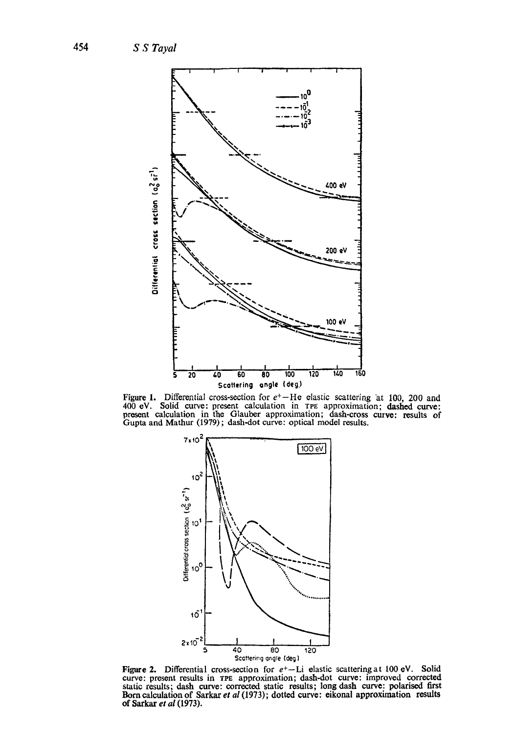Figure 1. Differential cross-section for $e^+$—He elastic scattering at 100, 200 and 400 eV. Solid curve: present calculation in TPE approximation; dashed curve: present calculation in the Glauber approximation; dash-cross curve: results of Gupta and Mathur (1979); dash-dot curve: optical model results.

Figure 2. Differential cross-section for $e^+$—Li elastic scattering at 100 eV. Solid curve: present results in TPE approximation; dash-dot curve: improved corrected static results; dash curve: corrected static results; long dash curve: polarised first Born calculation of Sarkar *et al* (1973); dotted curve: eikonal approximation results of Sarkar *et al* (1973).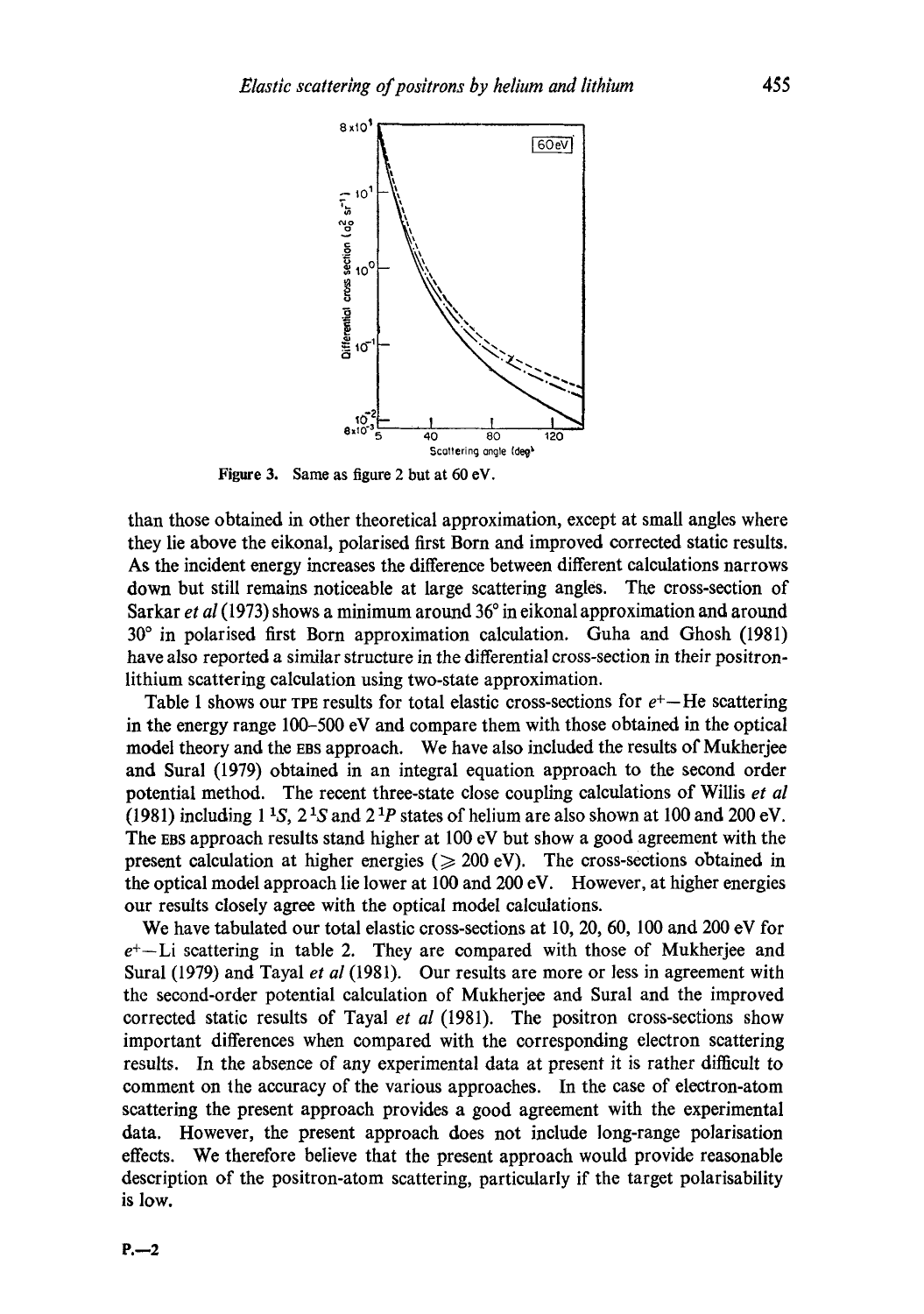Figure 3. Same as figure 2 but at 60 eV.

than those obtained in other theoretical approximation, except at small angles where they lie above the eikonal, polarised first Born and improved corrected static results. As the incident energy increases the difference between different calculations narrows down but still remains noticeable at large scattering angles. The cross-section of Sarkar *et al* (1973) shows a minimum around 36° in eikonal approximation and around 30° in polarised first Born approximation calculation. Guha and Ghosh (1981) have also reported a similar structure in the differential cross-section in their positron-lithium scattering calculation using two-state approximation.

Table 1 shows our TPE results for total elastic cross-sections for $e^+$—He scattering in the energy range 100–500 eV and compare them with those obtained in the optical model theory and the EBS approach. We have also included the results of Mukherjee and Sural (1979) obtained in an integral equation approach to the second order potential method. The recent three-state close coupling calculations of Willis *et al* (1981) including $1\,^1S$, $2\,^1S$ and $2\,^1P$ states of helium are also shown at 100 and 200 eV. The EBS approach results stand higher at 100 eV but show a good agreement with the present calculation at higher energies ($\geqslant 200$ eV). The cross-sections obtained in the optical model approach lie lower at 100 and 200 eV. However, at higher energies our results closely agree with the optical model calculations.

We have tabulated our total elastic cross-sections at 10, 20, 60, 100 and 200 eV for $e^+$—Li scattering in table 2. They are compared with those of Mukherjee and Sural (1979) and Tayal *et al* (1981). Our results are more or less in agreement with the second-order potential calculation of Mukherjee and Sural and the improved corrected static results of Tayal *et al* (1981). The positron cross-sections show important differences when compared with the corresponding electron scattering results. In the absence of any experimental data at present it is rather difficult to comment on the accuracy of the various approaches. In the case of electron-atom scattering the present approach provides a good agreement with the experimental data. However, the present approach does not include long-range polarisation effects. We therefore believe that the present approach would provide reasonable description of the positron-atom scattering, particularly if the target polarisability is low.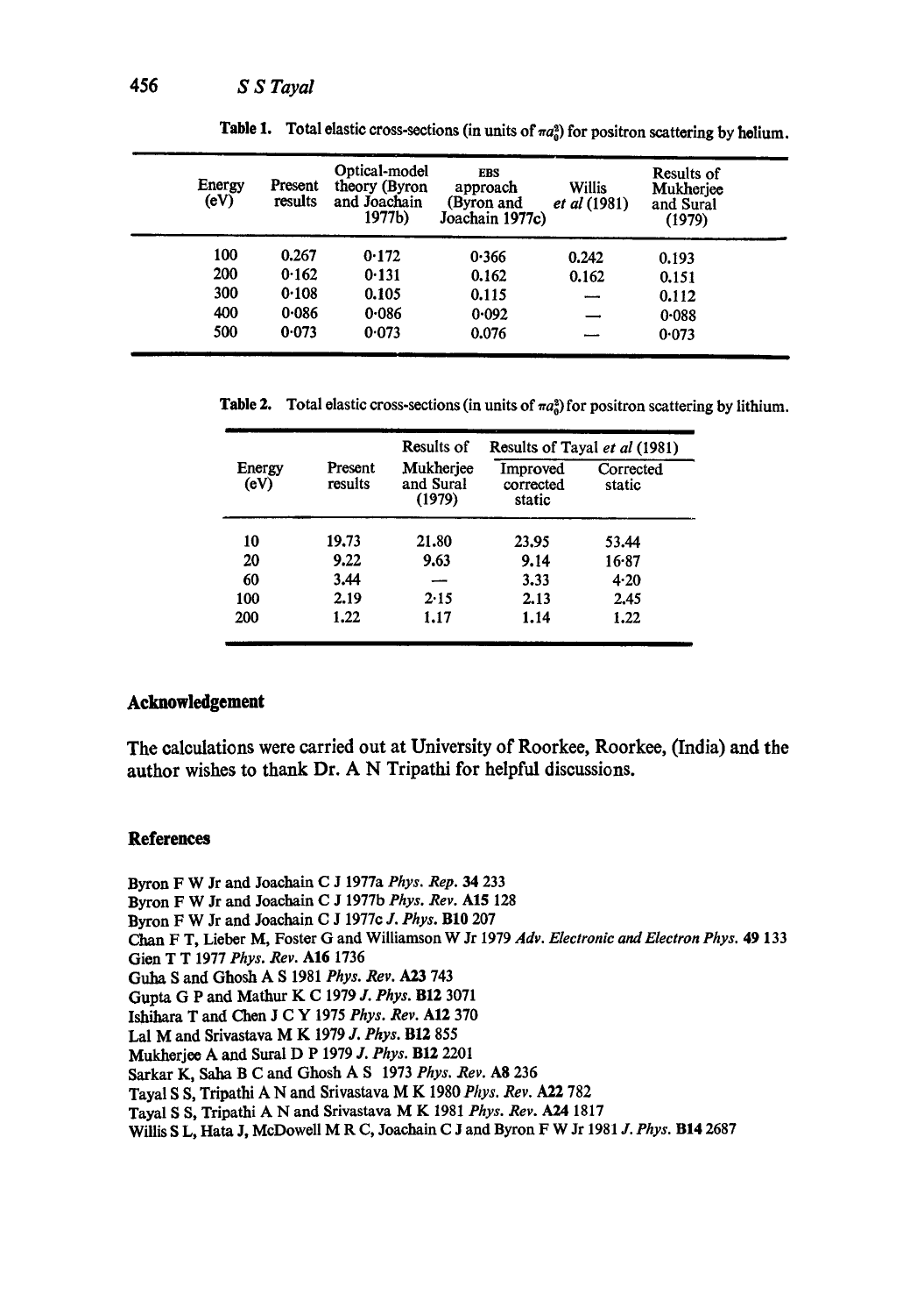Table 1. Total elastic cross-sections (in units of $\pi a_0^2$) for positron scattering by helium.

| Energy (eV) | Present results | Optical-model theory (Byron and Joachain 1977b) | EBS approach (Byron and Joachain 1977c) | Willis *et al* (1981) | Results of Mukherjee and Sural (1979) |
|---|---|---|---|---|---|
| 100 | 0.267 | 0·172 | 0·366 | 0.242 | 0.193 |
| 200 | 0·162 | 0·131 | 0.162 | 0.162 | 0.151 |
| 300 | 0·108 | 0.105 | 0.115 | — | 0.112 |
| 400 | 0·086 | 0·086 | 0·092 | — | 0·088 |
| 500 | 0·073 | 0·073 | 0.076 | — | 0·073 |

Table 2. Total elastic cross-sections (in units of $\pi a_0^2$) for positron scattering by lithium.

| Energy (eV) | Present results | Results of Mukherjee and Sural (1979) | Results of Tayal *et al* (1981) | |
|---|---|---|---|---|
| | | | Improved corrected static | Corrected static |
| 10 | 19.73 | 21.80 | 23.95 | 53.44 |
| 20 | 9.22 | 9.63 | 9.14 | 16·87 |
| 60 | 3.44 | — | 3.33 | 4·20 |
| 100 | 2.19 | 2·15 | 2.13 | 2.45 |
| 200 | 1.22 | 1.17 | 1.14 | 1.22 |

## Acknowledgement

The calculations were carried out at University of Roorkee, Roorkee, (India) and the author wishes to thank Dr. A N Tripathi for helpful discussions.

## References

Byron F W Jr and Joachain C J 1977a *Phys. Rep.* **34** 233

Byron F W Jr and Joachain C J 1977b *Phys. Rev.* **A15** 128

Byron F W Jr and Joachain C J 1977c *J. Phys.* **B10** 207

Chan F T, Lieber M, Foster G and Williamson W Jr 1979 *Adv. Electronic and Electron Phys.* **49** 133

Gien T T 1977 *Phys. Rev.* **A16** 1736

Guha S and Ghosh A S 1981 *Phys. Rev.* **A23** 743

Gupta G P and Mathur K C 1979 *J. Phys.* **B12** 3071

Ishihara T and Chen J C Y 1975 *Phys. Rev.* **A12** 370

Lal M and Srivastava M K 1979 *J. Phys.* **B12** 855

Mukherjee A and Sural D P 1979 *J. Phys.* **B12** 2201

Sarkar K, Saha B C and Ghosh A S 1973 *Phys. Rev.* **A8** 236

Tayal S S, Tripathi A N and Srivastava M K 1980 *Phys. Rev.* **A22** 782

Tayal S S, Tripathi A N and Srivastava M K 1981 *Phys. Rev.* **A24** 1817

Willis S L, Hata J, McDowell M R C, Joachain C J and Byron F W Jr 1981 *J. Phys.* **B14** 2687